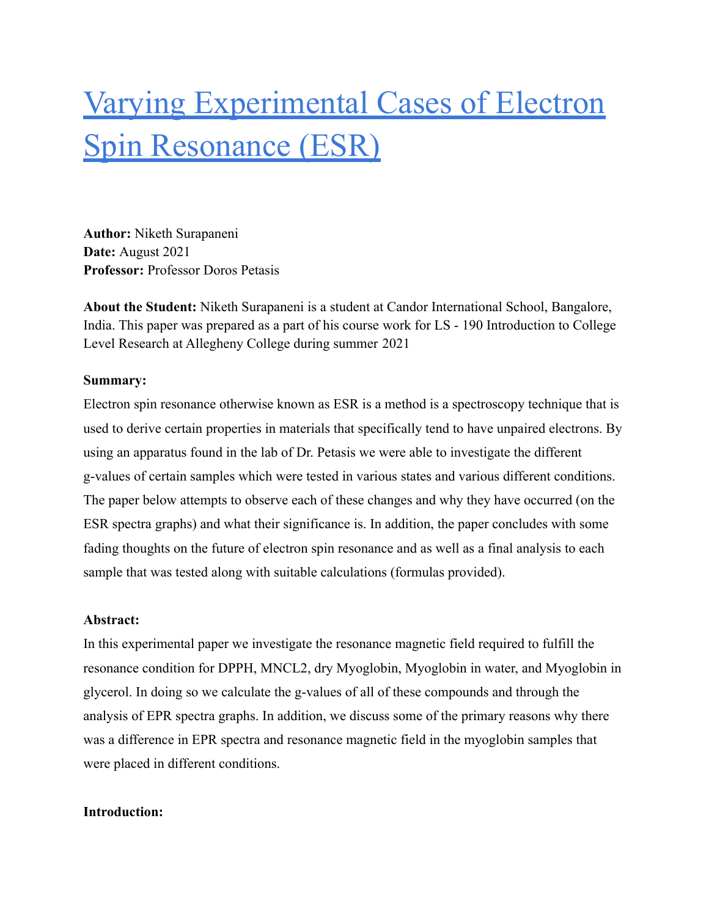# Varying Experimental Cases of Electron Spin Resonance (ESR)

**Author:** Niketh Surapaneni
**Date:** August 2021
**Professor:** Professor Doros Petasis

**About the Student:** Niketh Surapaneni is a student at Candor International School, Bangalore, India. This paper was prepared as a part of his course work for LS - 190 Introduction to College Level Research at Allegheny College during summer 2021

**Summary:**

Electron spin resonance otherwise known as ESR is a method is a spectroscopy technique that is used to derive certain properties in materials that specifically tend to have unpaired electrons. By using an apparatus found in the lab of Dr. Petasis we were able to investigate the different g-values of certain samples which were tested in various states and various different conditions. The paper below attempts to observe each of these changes and why they have occurred (on the ESR spectra graphs) and what their significance is. In addition, the paper concludes with some fading thoughts on the future of electron spin resonance and as well as a final analysis to each sample that was tested along with suitable calculations (formulas provided).

**Abstract:**

In this experimental paper we investigate the resonance magnetic field required to fulfill the resonance condition for DPPH, MNCL2, dry Myoglobin, Myoglobin in water, and Myoglobin in glycerol. In doing so we calculate the g-values of all of these compounds and through the analysis of EPR spectra graphs. In addition, we discuss some of the primary reasons why there was a difference in EPR spectra and resonance magnetic field in the myoglobin samples that were placed in different conditions.

**Introduction:**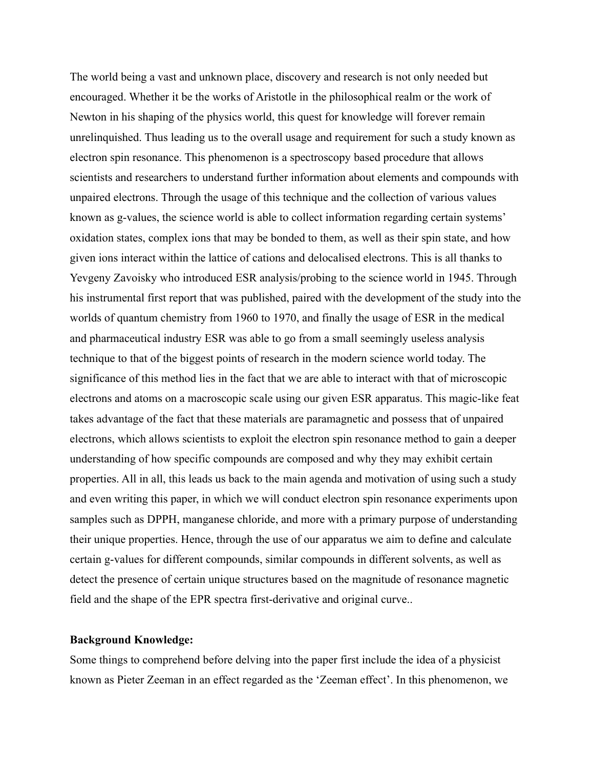The world being a vast and unknown place, discovery and research is not only needed but encouraged. Whether it be the works of Aristotle in the philosophical realm or the work of Newton in his shaping of the physics world, this quest for knowledge will forever remain unrelinquished. Thus leading us to the overall usage and requirement for such a study known as electron spin resonance. This phenomenon is a spectroscopy based procedure that allows scientists and researchers to understand further information about elements and compounds with unpaired electrons. Through the usage of this technique and the collection of various values known as g-values, the science world is able to collect information regarding certain systems' oxidation states, complex ions that may be bonded to them, as well as their spin state, and how given ions interact within the lattice of cations and delocalised electrons. This is all thanks to Yevgeny Zavoisky who introduced ESR analysis/probing to the science world in 1945. Through his instrumental first report that was published, paired with the development of the study into the worlds of quantum chemistry from 1960 to 1970, and finally the usage of ESR in the medical and pharmaceutical industry ESR was able to go from a small seemingly useless analysis technique to that of the biggest points of research in the modern science world today. The significance of this method lies in the fact that we are able to interact with that of microscopic electrons and atoms on a macroscopic scale using our given ESR apparatus. This magic-like feat takes advantage of the fact that these materials are paramagnetic and possess that of unpaired electrons, which allows scientists to exploit the electron spin resonance method to gain a deeper understanding of how specific compounds are composed and why they may exhibit certain properties. All in all, this leads us back to the main agenda and motivation of using such a study and even writing this paper, in which we will conduct electron spin resonance experiments upon samples such as DPPH, manganese chloride, and more with a primary purpose of understanding their unique properties. Hence, through the use of our apparatus we aim to define and calculate certain g-values for different compounds, similar compounds in different solvents, as well as detect the presence of certain unique structures based on the magnitude of resonance magnetic field and the shape of the EPR spectra first-derivative and original curve..

**Background Knowledge:**

Some things to comprehend before delving into the paper first include the idea of a physicist known as Pieter Zeeman in an effect regarded as the 'Zeeman effect'. In this phenomenon, we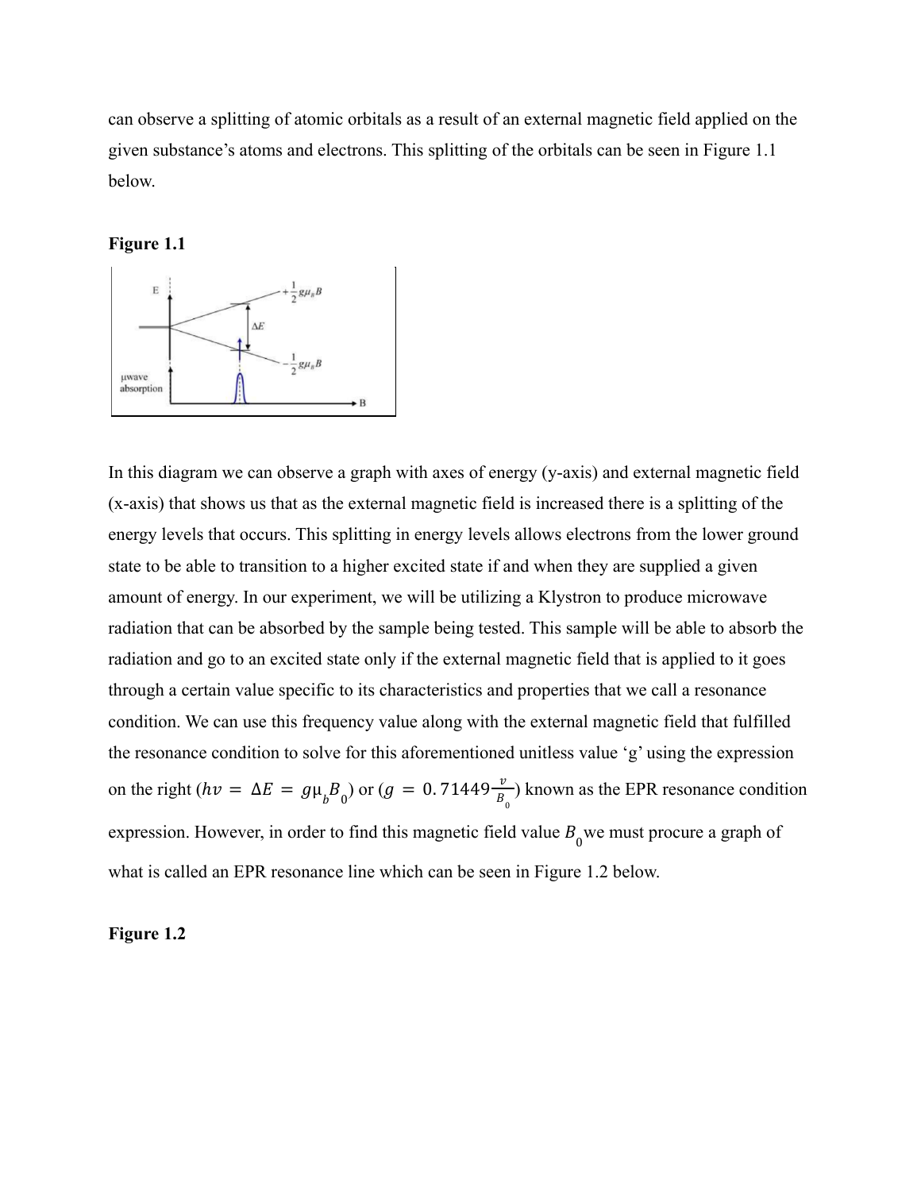can observe a splitting of atomic orbitals as a result of an external magnetic field applied on the given substance's atoms and electrons. This splitting of the orbitals can be seen in Figure 1.1 below.

**Figure 1.1**

In this diagram we can observe a graph with axes of energy (y-axis) and external magnetic field (x-axis) that shows us that as the external magnetic field is increased there is a splitting of the energy levels that occurs. This splitting in energy levels allows electrons from the lower ground state to be able to transition to a higher excited state if and when they are supplied a given amount of energy. In our experiment, we will be utilizing a Klystron to produce microwave radiation that can be absorbed by the sample being tested. This sample will be able to absorb the radiation and go to an excited state only if the external magnetic field that is applied to it goes through a certain value specific to its characteristics and properties that we call a resonance condition. We can use this frequency value along with the external magnetic field that fulfilled the resonance condition to solve for this aforementioned unitless value 'g' using the expression on the right ($h\nu = \Delta E = g\mu_b B_0$) or ($g = 0.71449\frac{\nu}{B_0}$) known as the EPR resonance condition expression. However, in order to find this magnetic field value $B_0$ we must procure a graph of what is called an EPR resonance line which can be seen in Figure 1.2 below.

**Figure 1.2**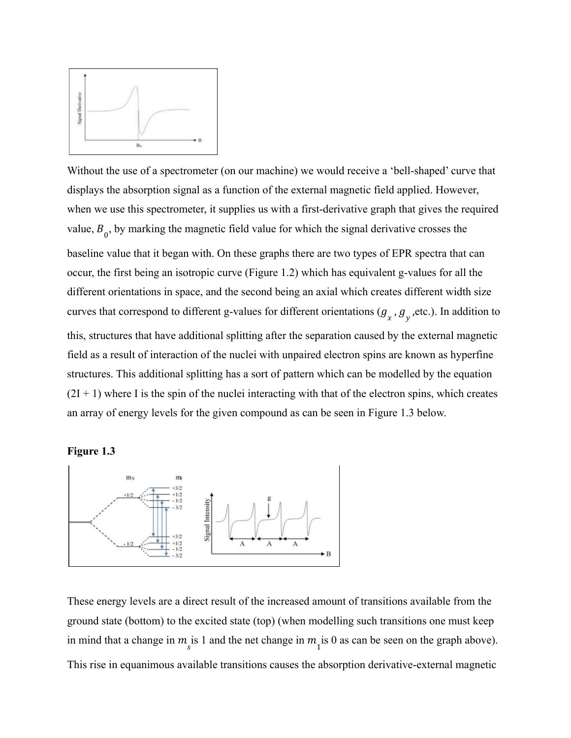Without the use of a spectrometer (on our machine) we would receive a 'bell-shaped' curve that displays the absorption signal as a function of the external magnetic field applied. However, when we use this spectrometer, it supplies us with a first-derivative graph that gives the required value, $B_0$, by marking the magnetic field value for which the signal derivative crosses the baseline value that it began with. On these graphs there are two types of EPR spectra that can occur, the first being an isotropic curve (Figure 1.2) which has equivalent g-values for all the different orientations in space, and the second being an axial which creates different width size curves that correspond to different g-values for different orientations ($g_x$ , $g_y$ ,etc.). In addition to this, structures that have additional splitting after the separation caused by the external magnetic field as a result of interaction of the nuclei with unpaired electron spins are known as hyperfine structures. This additional splitting has a sort of pattern which can be modelled by the equation (2I + 1) where I is the spin of the nuclei interacting with that of the electron spins, which creates an array of energy levels for the given compound as can be seen in Figure 1.3 below.

**Figure 1.3**

These energy levels are a direct result of the increased amount of transitions available from the ground state (bottom) to the excited state (top) (when modelling such transitions one must keep in mind that a change in $m_s$ is 1 and the net change in $m_1$ is 0 as can be seen on the graph above). This rise in equanimous available transitions causes the absorption derivative-external magnetic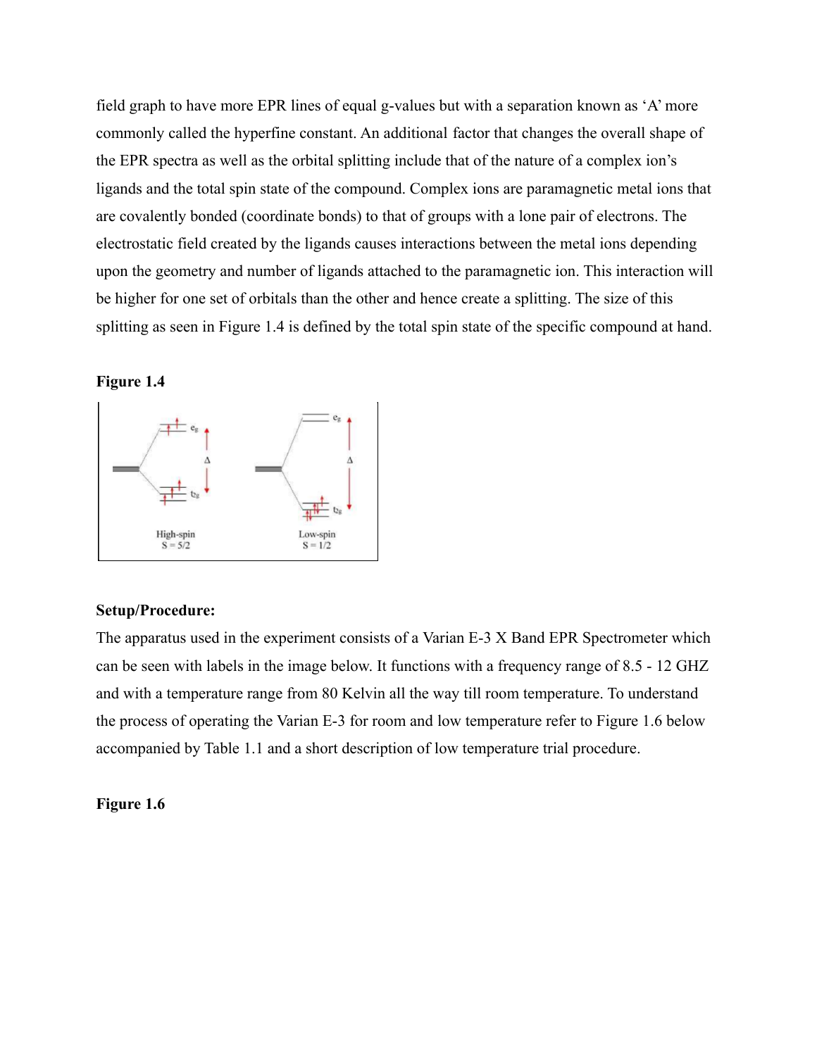field graph to have more EPR lines of equal g-values but with a separation known as 'A' more commonly called the hyperfine constant. An additional factor that changes the overall shape of the EPR spectra as well as the orbital splitting include that of the nature of a complex ion's ligands and the total spin state of the compound. Complex ions are paramagnetic metal ions that are covalently bonded (coordinate bonds) to that of groups with a lone pair of electrons. The electrostatic field created by the ligands causes interactions between the metal ions depending upon the geometry and number of ligands attached to the paramagnetic ion. This interaction will be higher for one set of orbitals than the other and hence create a splitting. The size of this splitting as seen in Figure 1.4 is defined by the total spin state of the specific compound at hand.

**Figure 1.4**

High-spin
S = 5/2

Low-spin
S = 1/2

**Setup/Procedure:**

The apparatus used in the experiment consists of a Varian E-3 X Band EPR Spectrometer which can be seen with labels in the image below. It functions with a frequency range of 8.5 - 12 GHZ and with a temperature range from 80 Kelvin all the way till room temperature. To understand the process of operating the Varian E-3 for room and low temperature refer to Figure 1.6 below accompanied by Table 1.1 and a short description of low temperature trial procedure.

**Figure 1.6**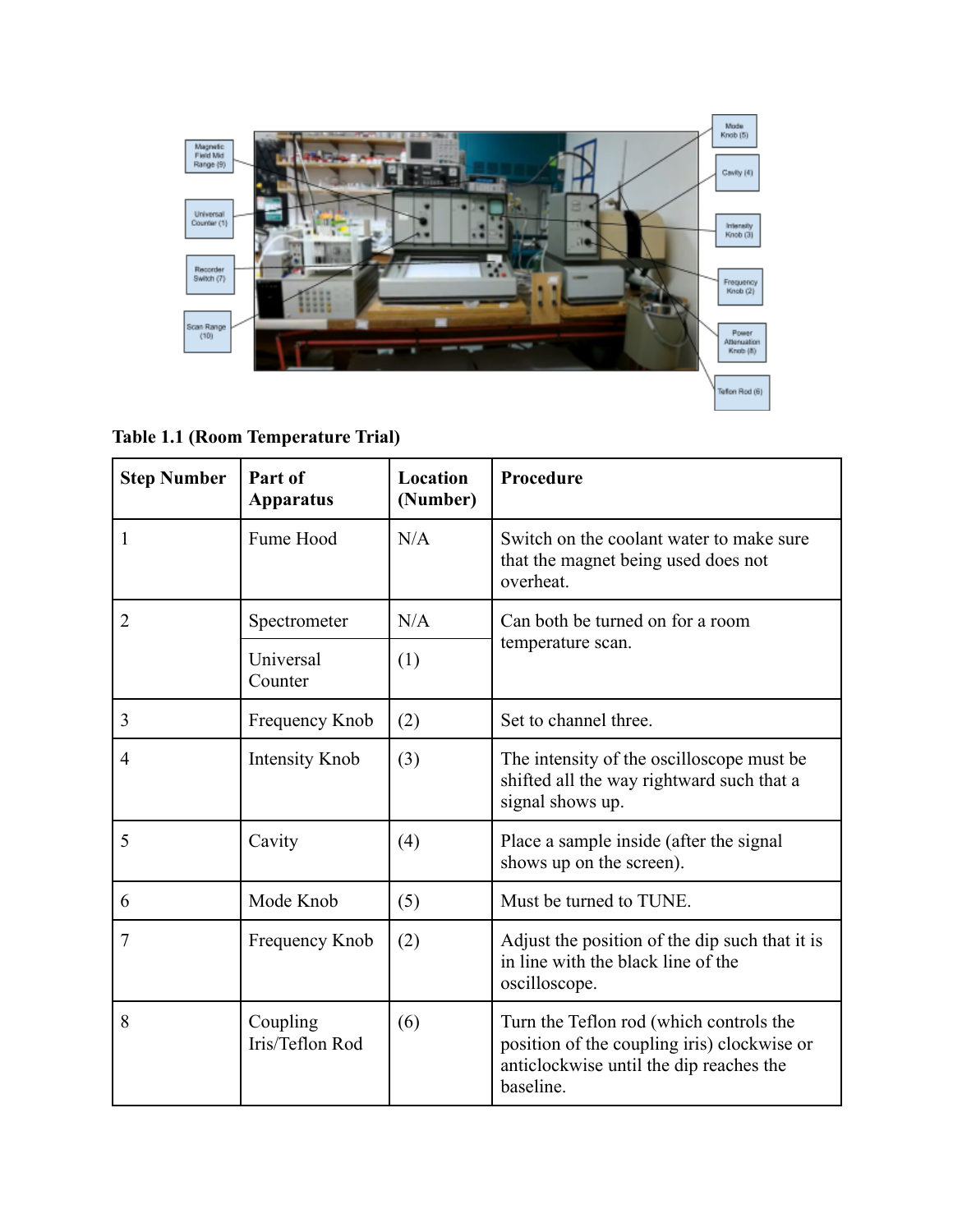**Table 1.1 (Room Temperature Trial)**

| Step Number | Part of Apparatus | Location (Number) | Procedure |
|---|---|---|---|
| 1 | Fume Hood | N/A | Switch on the coolant water to make sure that the magnet being used does not overheat. |
| 2 | Spectrometer | N/A | Can both be turned on for a room temperature scan. |
| | Universal Counter | (1) | |
| 3 | Frequency Knob | (2) | Set to channel three. |
| 4 | Intensity Knob | (3) | The intensity of the oscilloscope must be shifted all the way rightward such that a signal shows up. |
| 5 | Cavity | (4) | Place a sample inside (after the signal shows up on the screen). |
| 6 | Mode Knob | (5) | Must be turned to TUNE. |
| 7 | Frequency Knob | (2) | Adjust the position of the dip such that it is in line with the black line of the oscilloscope. |
| 8 | Coupling Iris/Teflon Rod | (6) | Turn the Teflon rod (which controls the position of the coupling iris) clockwise or anticlockwise until the dip reaches the baseline. |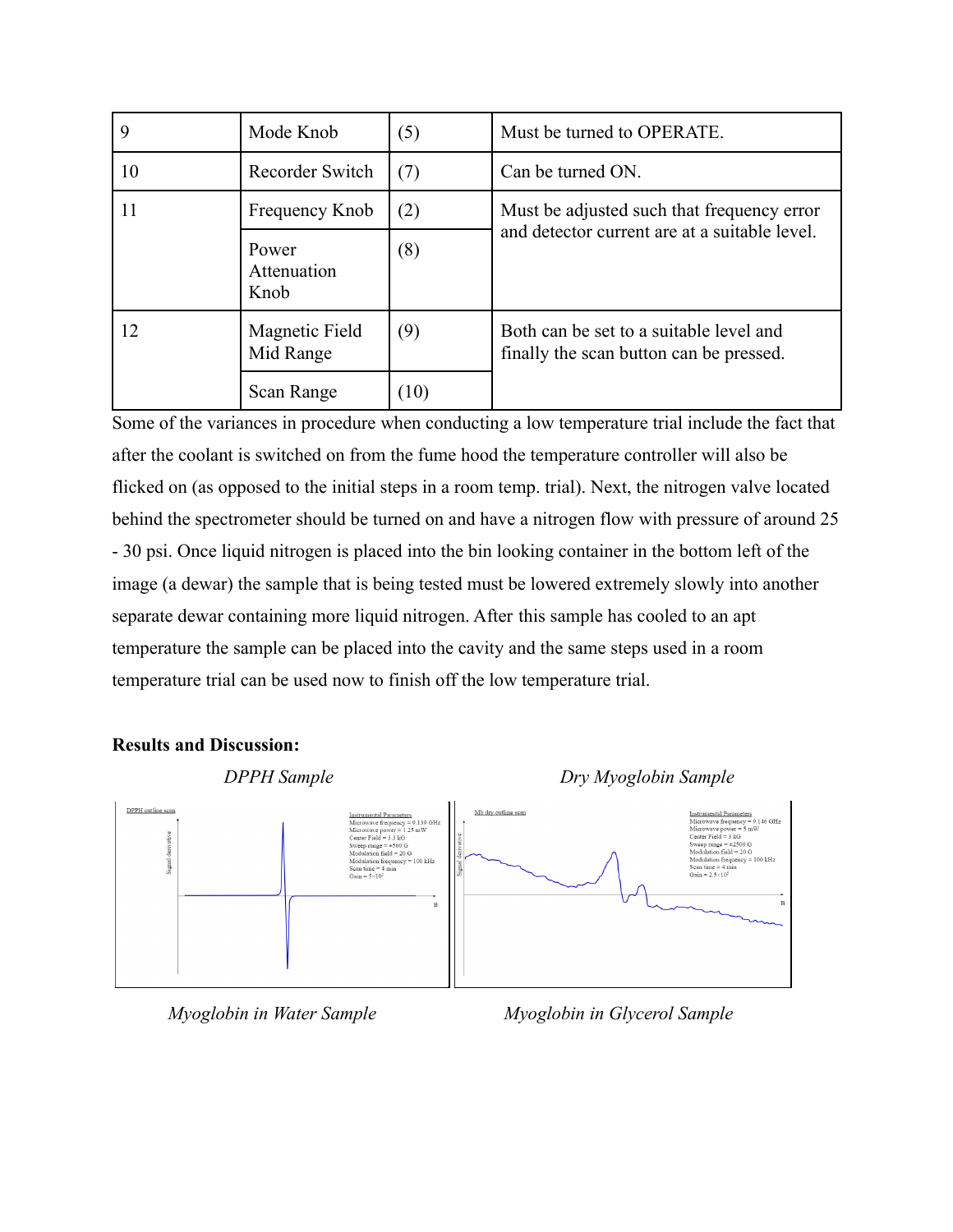| 9 | Mode Knob | (5) | Must be turned to OPERATE. |
|---|---|---|---|
| 10 | Recorder Switch | (7) | Can be turned ON. |
| 11 | Frequency Knob | (2) | Must be adjusted such that frequency error and detector current are at a suitable level. |
| | Power Attenuation Knob | (8) | |
| 12 | Magnetic Field Mid Range | (9) | Both can be set to a suitable level and finally the scan button can be pressed. |
| | Scan Range | (10) | |

Some of the variances in procedure when conducting a low temperature trial include the fact that after the coolant is switched on from the fume hood the temperature controller will also be flicked on (as opposed to the initial steps in a room temp. trial). Next, the nitrogen valve located behind the spectrometer should be turned on and have a nitrogen flow with pressure of around 25 - 30 psi. Once liquid nitrogen is placed into the bin looking container in the bottom left of the image (a dewar) the sample that is being tested must be lowered extremely slowly into another separate dewar containing more liquid nitrogen. After this sample has cooled to an apt temperature the sample can be placed into the cavity and the same steps used in a room temperature trial can be used now to finish off the low temperature trial.

**Results and Discussion:**

*DPPH Sample*

*Dry Myoglobin Sample*

*Myoglobin in Water Sample*

*Myoglobin in Glycerol Sample*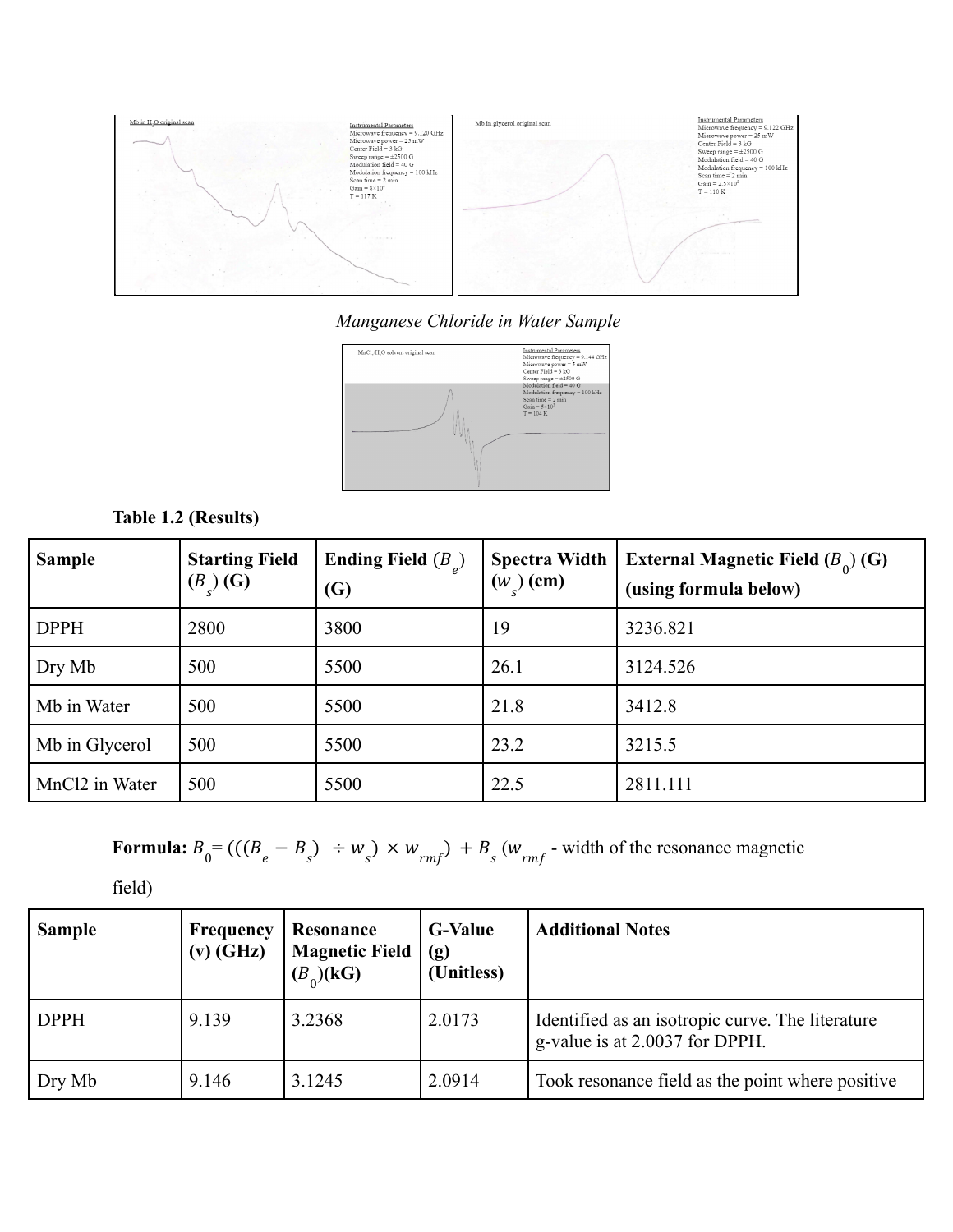*Manganese Chloride in Water Sample*

**Table 1.2 (Results)**

| Sample | Starting Field ($B_s$) (G) | Ending Field ($B_e$) (G) | Spectra Width ($w_s$) (cm) | External Magnetic Field ($B_0$) (G) (using formula below) |
|---|---|---|---|---|
| DPPH | 2800 | 3800 | 19 | 3236.821 |
| Dry Mb | 500 | 5500 | 26.1 | 3124.526 |
| Mb in Water | 500 | 5500 | 21.8 | 3412.8 |
| Mb in Glycerol | 500 | 5500 | 23.2 | 3215.5 |
| MnCl2 in Water | 500 | 5500 | 22.5 | 2811.111 |

**Formula:** $B_0 = (((B_e - B_s) \div w_s) \times w_{rmf}) + B_s$ ($w_{rmf}$ - width of the resonance magnetic field)

| Sample | Frequency (v) (GHz) | Resonance Magnetic Field ($B_0$)(kG) | G-Value (g) (Unitless) | Additional Notes |
|---|---|---|---|---|
| DPPH | 9.139 | 3.2368 | 2.0173 | Identified as an isotropic curve. The literature g-value is at 2.0037 for DPPH. |
| Dry Mb | 9.146 | 3.1245 | 2.0914 | Took resonance field as the point where positive |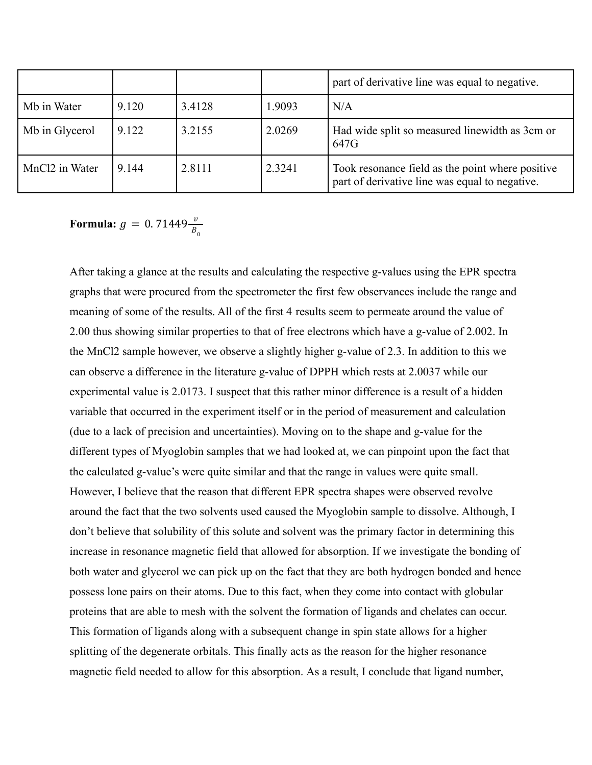| | | | | part of derivative line was equal to negative. |
|---|---|---|---|---|
| Mb in Water | 9.120 | 3.4128 | 1.9093 | N/A |
| Mb in Glycerol | 9.122 | 3.2155 | 2.0269 | Had wide split so measured linewidth as 3cm or 647G |
| $MnCl_2$ in Water | 9.144 | 2.8111 | 2.3241 | Took resonance field as the point where positive part of derivative line was equal to negative. |

**Formula:** $g = 0.71449\frac{v}{B_0}$

After taking a glance at the results and calculating the respective g-values using the EPR spectra graphs that were procured from the spectrometer the first few observances include the range and meaning of some of the results. All of the first 4 results seem to permeate around the value of 2.00 thus showing similar properties to that of free electrons which have a g-value of 2.002. In the $MnCl_2$ sample however, we observe a slightly higher g-value of 2.3. In addition to this we can observe a difference in the literature g-value of DPPH which rests at 2.0037 while our experimental value is 2.0173. I suspect that this rather minor difference is a result of a hidden variable that occurred in the experiment itself or in the period of measurement and calculation (due to a lack of precision and uncertainties). Moving on to the shape and g-value for the different types of Myoglobin samples that we had looked at, we can pinpoint upon the fact that the calculated g-value's were quite similar and that the range in values were quite small. However, I believe that the reason that different EPR spectra shapes were observed revolve around the fact that the two solvents used caused the Myoglobin sample to dissolve. Although, I don't believe that solubility of this solute and solvent was the primary factor in determining this increase in resonance magnetic field that allowed for absorption. If we investigate the bonding of both water and glycerol we can pick up on the fact that they are both hydrogen bonded and hence possess lone pairs on their atoms. Due to this fact, when they come into contact with globular proteins that are able to mesh with the solvent the formation of ligands and chelates can occur. This formation of ligands along with a subsequent change in spin state allows for a higher splitting of the degenerate orbitals. This finally acts as the reason for the higher resonance magnetic field needed to allow for this absorption. As a result, I conclude that ligand number,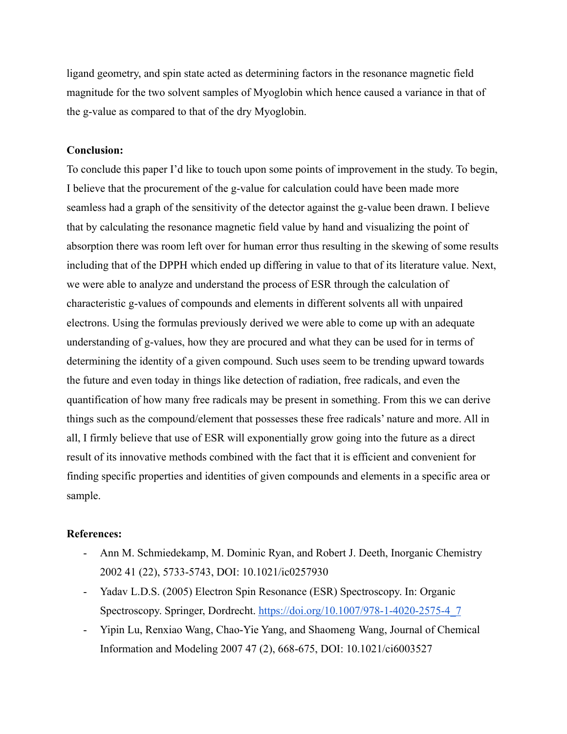ligand geometry, and spin state acted as determining factors in the resonance magnetic field magnitude for the two solvent samples of Myoglobin which hence caused a variance in that of the g-value as compared to that of the dry Myoglobin.

**Conclusion:**

To conclude this paper I'd like to touch upon some points of improvement in the study. To begin, I believe that the procurement of the g-value for calculation could have been made more seamless had a graph of the sensitivity of the detector against the g-value been drawn. I believe that by calculating the resonance magnetic field value by hand and visualizing the point of absorption there was room left over for human error thus resulting in the skewing of some results including that of the DPPH which ended up differing in value to that of its literature value. Next, we were able to analyze and understand the process of ESR through the calculation of characteristic g-values of compounds and elements in different solvents all with unpaired electrons. Using the formulas previously derived we were able to come up with an adequate understanding of g-values, how they are procured and what they can be used for in terms of determining the identity of a given compound. Such uses seem to be trending upward towards the future and even today in things like detection of radiation, free radicals, and even the quantification of how many free radicals may be present in something. From this we can derive things such as the compound/element that possesses these free radicals' nature and more. All in all, I firmly believe that use of ESR will exponentially grow going into the future as a direct result of its innovative methods combined with the fact that it is efficient and convenient for finding specific properties and identities of given compounds and elements in a specific area or sample.

**References:**

- Ann M. Schmiedekamp, M. Dominic Ryan, and Robert J. Deeth, Inorganic Chemistry 2002 41 (22), 5733-5743, DOI: 10.1021/ic0257930
- Yadav L.D.S. (2005) Electron Spin Resonance (ESR) Spectroscopy. In: Organic Spectroscopy. Springer, Dordrecht. https://doi.org/10.1007/978-1-4020-2575-4_7
- Yipin Lu, Renxiao Wang, Chao-Yie Yang, and Shaomeng Wang, Journal of Chemical Information and Modeling 2007 47 (2), 668-675, DOI: 10.1021/ci6003527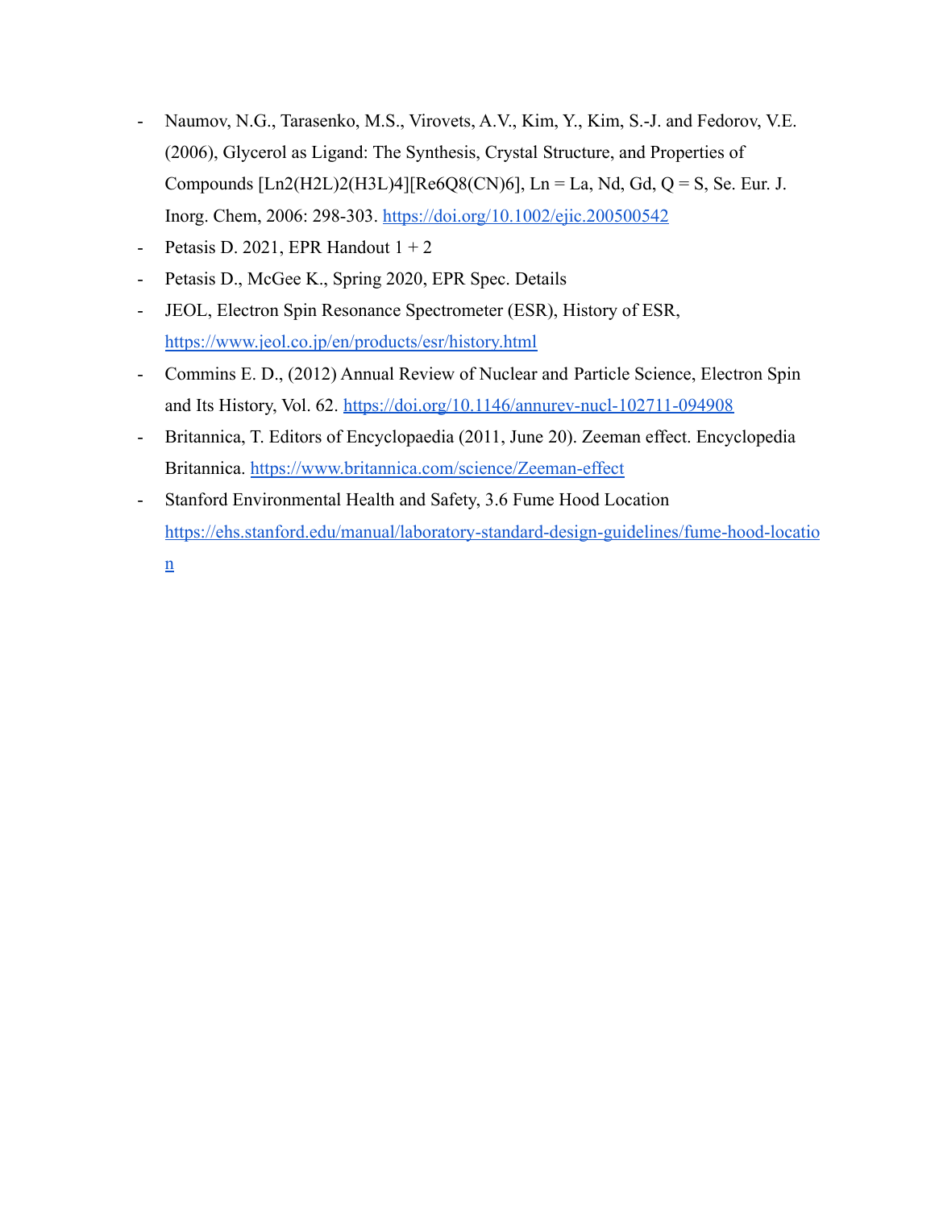- Naumov, N.G., Tarasenko, M.S., Virovets, A.V., Kim, Y., Kim, S.-J. and Fedorov, V.E. (2006), Glycerol as Ligand: The Synthesis, Crystal Structure, and Properties of Compounds [Ln2(H2L)2(H3L)4][Re6Q8(CN)6], Ln = La, Nd, Gd, Q = S, Se. Eur. J. Inorg. Chem, 2006: 298-303. https://doi.org/10.1002/ejic.200500542
- Petasis D. 2021, EPR Handout 1 + 2
- Petasis D., McGee K., Spring 2020, EPR Spec. Details
- JEOL, Electron Spin Resonance Spectrometer (ESR), History of ESR, https://www.jeol.co.jp/en/products/esr/history.html
- Commins E. D., (2012) Annual Review of Nuclear and Particle Science, Electron Spin and Its History, Vol. 62. https://doi.org/10.1146/annurev-nucl-102711-094908
- Britannica, T. Editors of Encyclopaedia (2011, June 20). Zeeman effect. Encyclopedia Britannica. https://www.britannica.com/science/Zeeman-effect
- Stanford Environmental Health and Safety, 3.6 Fume Hood Location https://ehs.stanford.edu/manual/laboratory-standard-design-guidelines/fume-hood-location